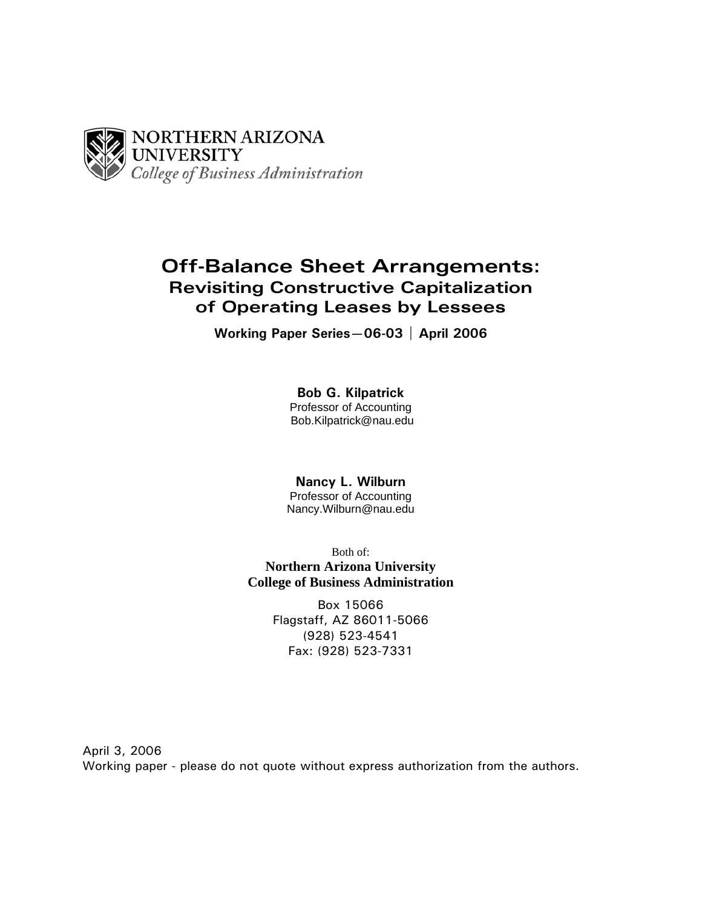NORTHERN ARIZONA UNIVERSITY
*College of Business Administration*

# Off-Balance Sheet Arrangements:
## Revisiting Constructive Capitalization of Operating Leases by Lessees

**Working Paper Series—06-03 | April 2006**

**Bob G. Kilpatrick**
Professor of Accounting
Bob.Kilpatrick@nau.edu

**Nancy L. Wilburn**
Professor of Accounting
Nancy.Wilburn@nau.edu

Both of:
**Northern Arizona University**
**College of Business Administration**

Box 15066
Flagstaff, AZ 86011-5066
(928) 523-4541
Fax: (928) 523-7331

April 3, 2006
Working paper - please do not quote without express authorization from the authors.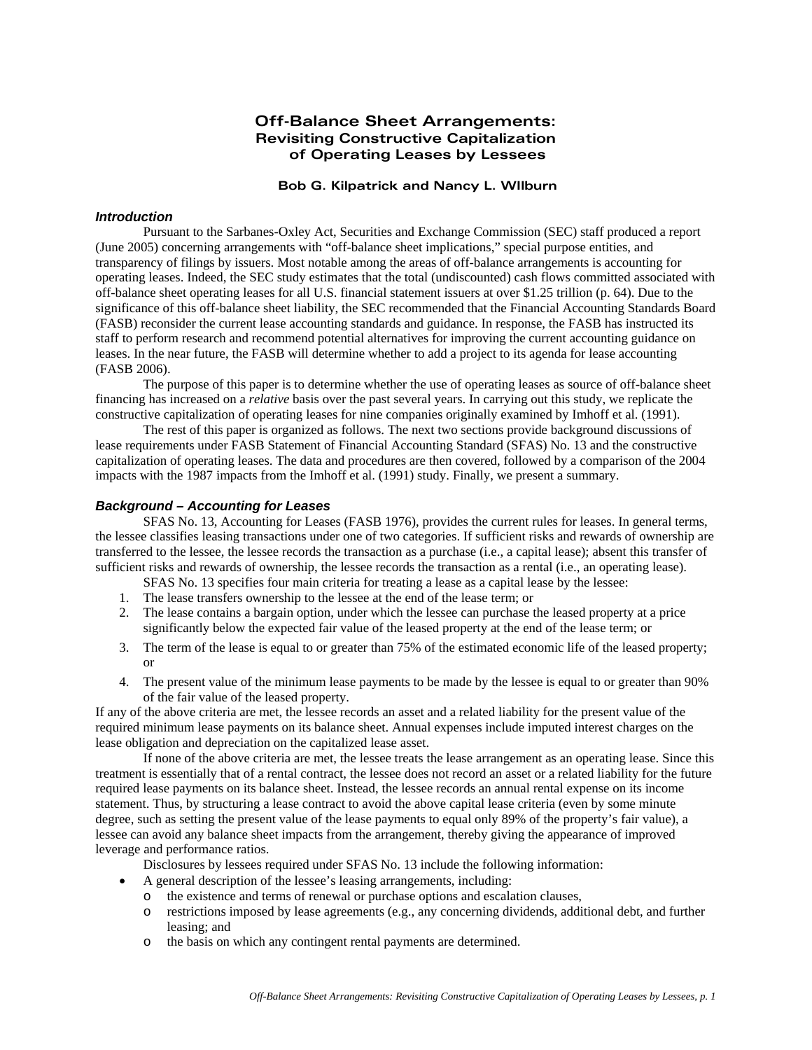# Off-Balance Sheet Arrangements: Revisiting Constructive Capitalization of Operating Leases by Lessees

**Bob G. Kilpatrick and Nancy L. WIlburn**

### *Introduction*

Pursuant to the Sarbanes-Oxley Act, Securities and Exchange Commission (SEC) staff produced a report (June 2005) concerning arrangements with "off-balance sheet implications," special purpose entities, and transparency of filings by issuers. Most notable among the areas of off-balance arrangements is accounting for operating leases. Indeed, the SEC study estimates that the total (undiscounted) cash flows committed associated with off-balance sheet operating leases for all U.S. financial statement issuers at over $1.25 trillion (p. 64). Due to the significance of this off-balance sheet liability, the SEC recommended that the Financial Accounting Standards Board (FASB) reconsider the current lease accounting standards and guidance. In response, the FASB has instructed its staff to perform research and recommend potential alternatives for improving the current accounting guidance on leases. In the near future, the FASB will determine whether to add a project to its agenda for lease accounting (FASB 2006).

The purpose of this paper is to determine whether the use of operating leases as source of off-balance sheet financing has increased on a *relative* basis over the past several years. In carrying out this study, we replicate the constructive capitalization of operating leases for nine companies originally examined by Imhoff et al. (1991).

The rest of this paper is organized as follows. The next two sections provide background discussions of lease requirements under FASB Statement of Financial Accounting Standard (SFAS) No. 13 and the constructive capitalization of operating leases. The data and procedures are then covered, followed by a comparison of the 2004 impacts with the 1987 impacts from the Imhoff et al. (1991) study. Finally, we present a summary.

### *Background – Accounting for Leases*

SFAS No. 13, Accounting for Leases (FASB 1976), provides the current rules for leases. In general terms, the lessee classifies leasing transactions under one of two categories. If sufficient risks and rewards of ownership are transferred to the lessee, the lessee records the transaction as a purchase (i.e., a capital lease); absent this transfer of sufficient risks and rewards of ownership, the lessee records the transaction as a rental (i.e., an operating lease).

SFAS No. 13 specifies four main criteria for treating a lease as a capital lease by the lessee:

1. The lease transfers ownership to the lessee at the end of the lease term; or
2. The lease contains a bargain option, under which the lessee can purchase the leased property at a price significantly below the expected fair value of the leased property at the end of the lease term; or
3. The term of the lease is equal to or greater than 75% of the estimated economic life of the leased property; or
4. The present value of the minimum lease payments to be made by the lessee is equal to or greater than 90% of the fair value of the leased property.

If any of the above criteria are met, the lessee records an asset and a related liability for the present value of the required minimum lease payments on its balance sheet. Annual expenses include imputed interest charges on the lease obligation and depreciation on the capitalized lease asset.

If none of the above criteria are met, the lessee treats the lease arrangement as an operating lease. Since this treatment is essentially that of a rental contract, the lessee does not record an asset or a related liability for the future required lease payments on its balance sheet. Instead, the lessee records an annual rental expense on its income statement. Thus, by structuring a lease contract to avoid the above capital lease criteria (even by some minute degree, such as setting the present value of the lease payments to equal only 89% of the property's fair value), a lessee can avoid any balance sheet impacts from the arrangement, thereby giving the appearance of improved leverage and performance ratios.

Disclosures by lessees required under SFAS No. 13 include the following information:

- A general description of the lessee's leasing arrangements, including:
  - the existence and terms of renewal or purchase options and escalation clauses,
  - restrictions imposed by lease agreements (e.g., any concerning dividends, additional debt, and further leasing; and
  - the basis on which any contingent rental payments are determined.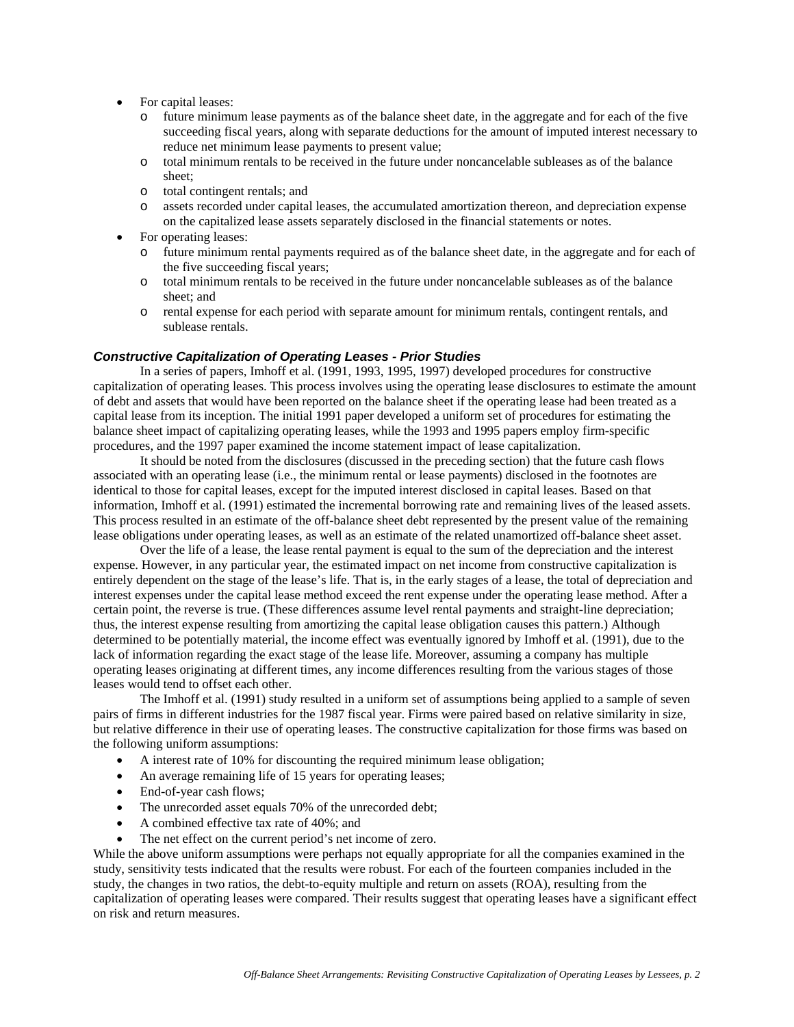- For capital leases:
    - future minimum lease payments as of the balance sheet date, in the aggregate and for each of the five succeeding fiscal years, along with separate deductions for the amount of imputed interest necessary to reduce net minimum lease payments to present value;
    - total minimum rentals to be received in the future under noncancelable subleases as of the balance sheet;
    - total contingent rentals; and
    - assets recorded under capital leases, the accumulated amortization thereon, and depreciation expense on the capitalized lease assets separately disclosed in the financial statements or notes.
- For operating leases:
    - future minimum rental payments required as of the balance sheet date, in the aggregate and for each of the five succeeding fiscal years;
    - total minimum rentals to be received in the future under noncancelable subleases as of the balance sheet; and
    - rental expense for each period with separate amount for minimum rentals, contingent rentals, and sublease rentals.

### *Constructive Capitalization of Operating Leases - Prior Studies*

In a series of papers, Imhoff et al. (1991, 1993, 1995, 1997) developed procedures for constructive capitalization of operating leases. This process involves using the operating lease disclosures to estimate the amount of debt and assets that would have been reported on the balance sheet if the operating lease had been treated as a capital lease from its inception. The initial 1991 paper developed a uniform set of procedures for estimating the balance sheet impact of capitalizing operating leases, while the 1993 and 1995 papers employ firm-specific procedures, and the 1997 paper examined the income statement impact of lease capitalization.

It should be noted from the disclosures (discussed in the preceding section) that the future cash flows associated with an operating lease (i.e., the minimum rental or lease payments) disclosed in the footnotes are identical to those for capital leases, except for the imputed interest disclosed in capital leases. Based on that information, Imhoff et al. (1991) estimated the incremental borrowing rate and remaining lives of the leased assets. This process resulted in an estimate of the off-balance sheet debt represented by the present value of the remaining lease obligations under operating leases, as well as an estimate of the related unamortized off-balance sheet asset.

Over the life of a lease, the lease rental payment is equal to the sum of the depreciation and the interest expense. However, in any particular year, the estimated impact on net income from constructive capitalization is entirely dependent on the stage of the lease's life. That is, in the early stages of a lease, the total of depreciation and interest expenses under the capital lease method exceed the rent expense under the operating lease method. After a certain point, the reverse is true. (These differences assume level rental payments and straight-line depreciation; thus, the interest expense resulting from amortizing the capital lease obligation causes this pattern.) Although determined to be potentially material, the income effect was eventually ignored by Imhoff et al. (1991), due to the lack of information regarding the exact stage of the lease life. Moreover, assuming a company has multiple operating leases originating at different times, any income differences resulting from the various stages of those leases would tend to offset each other.

The Imhoff et al. (1991) study resulted in a uniform set of assumptions being applied to a sample of seven pairs of firms in different industries for the 1987 fiscal year. Firms were paired based on relative similarity in size, but relative difference in their use of operating leases. The constructive capitalization for those firms was based on the following uniform assumptions:

- A interest rate of 10% for discounting the required minimum lease obligation;
- An average remaining life of 15 years for operating leases;
- End-of-year cash flows;
- The unrecorded asset equals 70% of the unrecorded debt;
- A combined effective tax rate of 40%; and
- The net effect on the current period's net income of zero.

While the above uniform assumptions were perhaps not equally appropriate for all the companies examined in the study, sensitivity tests indicated that the results were robust. For each of the fourteen companies included in the study, the changes in two ratios, the debt-to-equity multiple and return on assets (ROA), resulting from the capitalization of operating leases were compared. Their results suggest that operating leases have a significant effect on risk and return measures.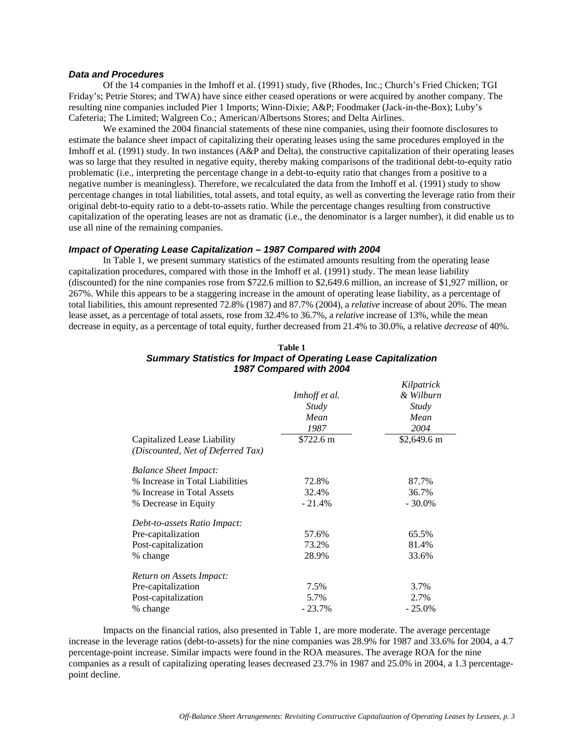### *Data and Procedures*

Of the 14 companies in the Imhoff et al. (1991) study, five (Rhodes, Inc.; Church's Fried Chicken; TGI Friday's; Petrie Stores; and TWA) have since either ceased operations or were acquired by another company. The resulting nine companies included Pier 1 Imports; Winn-Dixie; A&P; Foodmaker (Jack-in-the-Box); Luby's Cafeteria; The Limited; Walgreen Co.; American/Albertsons Stores; and Delta Airlines.

We examined the 2004 financial statements of these nine companies, using their footnote disclosures to estimate the balance sheet impact of capitalizing their operating leases using the same procedures employed in the Imhoff et al. (1991) study. In two instances (A&P and Delta), the constructive capitalization of their operating leases was so large that they resulted in negative equity, thereby making comparisons of the traditional debt-to-equity ratio problematic (i.e., interpreting the percentage change in a debt-to-equity ratio that changes from a positive to a negative number is meaningless). Therefore, we recalculated the data from the Imhoff et al. (1991) study to show percentage changes in total liabilities, total assets, and total equity, as well as converting the leverage ratio from their original debt-to-equity ratio to a debt-to-assets ratio. While the percentage changes resulting from constructive capitalization of the operating leases are not as dramatic (i.e., the denominator is a larger number), it did enable us to use all nine of the remaining companies.

### *Impact of Operating Lease Capitalization – 1987 Compared with 2004*

In Table 1, we present summary statistics of the estimated amounts resulting from the operating lease capitalization procedures, compared with those in the Imhoff et al. (1991) study. The mean lease liability (discounted) for the nine companies rose from $722.6 million to $2,649.6 million, an increase of $1,927 million, or 267%. While this appears to be a staggering increase in the amount of operating lease liability, as a percentage of total liabilities, this amount represented 72.8% (1987) and 87.7% (2004), a *relative* increase of about 20%. The mean lease asset, as a percentage of total assets, rose from 32.4% to 36.7%, a *relative* increase of 13%, while the mean decrease in equity, as a percentage of total equity, further decreased from 21.4% to 30.0%, a relative *decrease* of 40%.

**Table 1**
***Summary Statistics for Impact of Operating Lease Capitalization 1987 Compared with 2004***

| | *Imhoff et al. Study Mean 1987* | *Kilpatrick & Wilburn Study Mean 2004* |
|---|---|---|
| Capitalized Lease Liability *(Discounted, Net of Deferred Tax)* | $722.6 m | $2,649.6 m |
| *Balance Sheet Impact:* | | |
| % Increase in Total Liabilities | 72.8% | 87.7% |
| % Increase in Total Assets | 32.4% | 36.7% |
| % Decrease in Equity | - 21.4% | - 30.0% |
| *Debt-to-assets Ratio Impact:* | | |
| Pre-capitalization | 57.6% | 65.5% |
| Post-capitalization | 73.2% | 81.4% |
| % change | 28.9% | 33.6% |
| *Return on Assets Impact:* | | |
| Pre-capitalization | 7.5% | 3.7% |
| Post-capitalization | 5.7% | 2.7% |
| % change | - 23.7% | - 25.0% |

Impacts on the financial ratios, also presented in Table 1, are more moderate. The average percentage increase in the leverage ratios (debt-to-assets) for the nine companies was 28.9% for 1987 and 33.6% for 2004, a 4.7 percentage-point increase. Similar impacts were found in the ROA measures. The average ROA for the nine companies as a result of capitalizing operating leases decreased 23.7% in 1987 and 25.0% in 2004, a 1.3 percentage-point decline.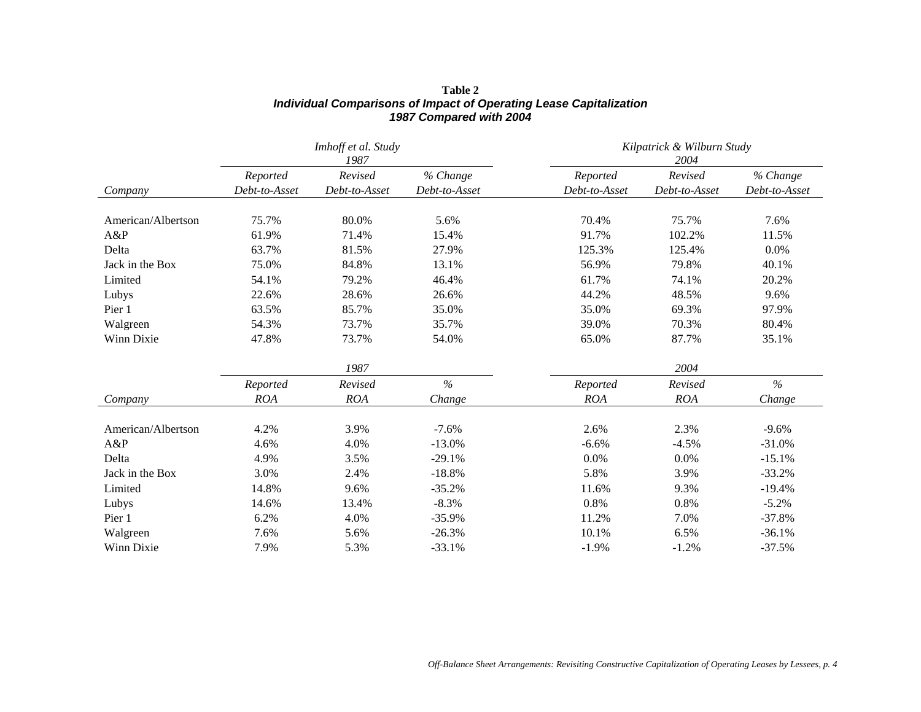**Table 2**

***Individual Comparisons of Impact of Operating Lease Capitalization***

***1987 Compared with 2004***

| | *Imhoff et al. Study 1987* | | | *Kilpatrick & Wilburn Study 2004* | | |
|---|---|---|---|---|---|---|
| *Company* | *Reported Debt-to-Asset* | *Revised Debt-to-Asset* | *% Change Debt-to-Asset* | *Reported Debt-to-Asset* | *Revised Debt-to-Asset* | *% Change Debt-to-Asset* |
| American/Albertson | 75.7% | 80.0% | 5.6% | 70.4% | 75.7% | 7.6% |
| A&P | 61.9% | 71.4% | 15.4% | 91.7% | 102.2% | 11.5% |
| Delta | 63.7% | 81.5% | 27.9% | 125.3% | 125.4% | 0.0% |
| Jack in the Box | 75.0% | 84.8% | 13.1% | 56.9% | 79.8% | 40.1% |
| Limited | 54.1% | 79.2% | 46.4% | 61.7% | 74.1% | 20.2% |
| Lubys | 22.6% | 28.6% | 26.6% | 44.2% | 48.5% | 9.6% |
| Pier 1 | 63.5% | 85.7% | 35.0% | 35.0% | 69.3% | 97.9% |
| Walgreen | 54.3% | 73.7% | 35.7% | 39.0% | 70.3% | 80.4% |
| Winn Dixie | 47.8% | 73.7% | 54.0% | 65.0% | 87.7% | 35.1% |

| | *1987* | | | *2004* | | |
|---|---|---|---|---|---|---|
| *Company* | *Reported ROA* | *Revised ROA* | *% Change* | *Reported ROA* | *Revised ROA* | *% Change* |
| American/Albertson | 4.2% | 3.9% | -7.6% | 2.6% | 2.3% | -9.6% |
| A&P | 4.6% | 4.0% | -13.0% | -6.6% | -4.5% | -31.0% |
| Delta | 4.9% | 3.5% | -29.1% | 0.0% | 0.0% | -15.1% |
| Jack in the Box | 3.0% | 2.4% | -18.8% | 5.8% | 3.9% | -33.2% |
| Limited | 14.8% | 9.6% | -35.2% | 11.6% | 9.3% | -19.4% |
| Lubys | 14.6% | 13.4% | -8.3% | 0.8% | 0.8% | -5.2% |
| Pier 1 | 6.2% | 4.0% | -35.9% | 11.2% | 7.0% | -37.8% |
| Walgreen | 7.6% | 5.6% | -26.3% | 10.1% | 6.5% | -36.1% |
| Winn Dixie | 7.9% | 5.3% | -33.1% | -1.9% | -1.2% | -37.5% |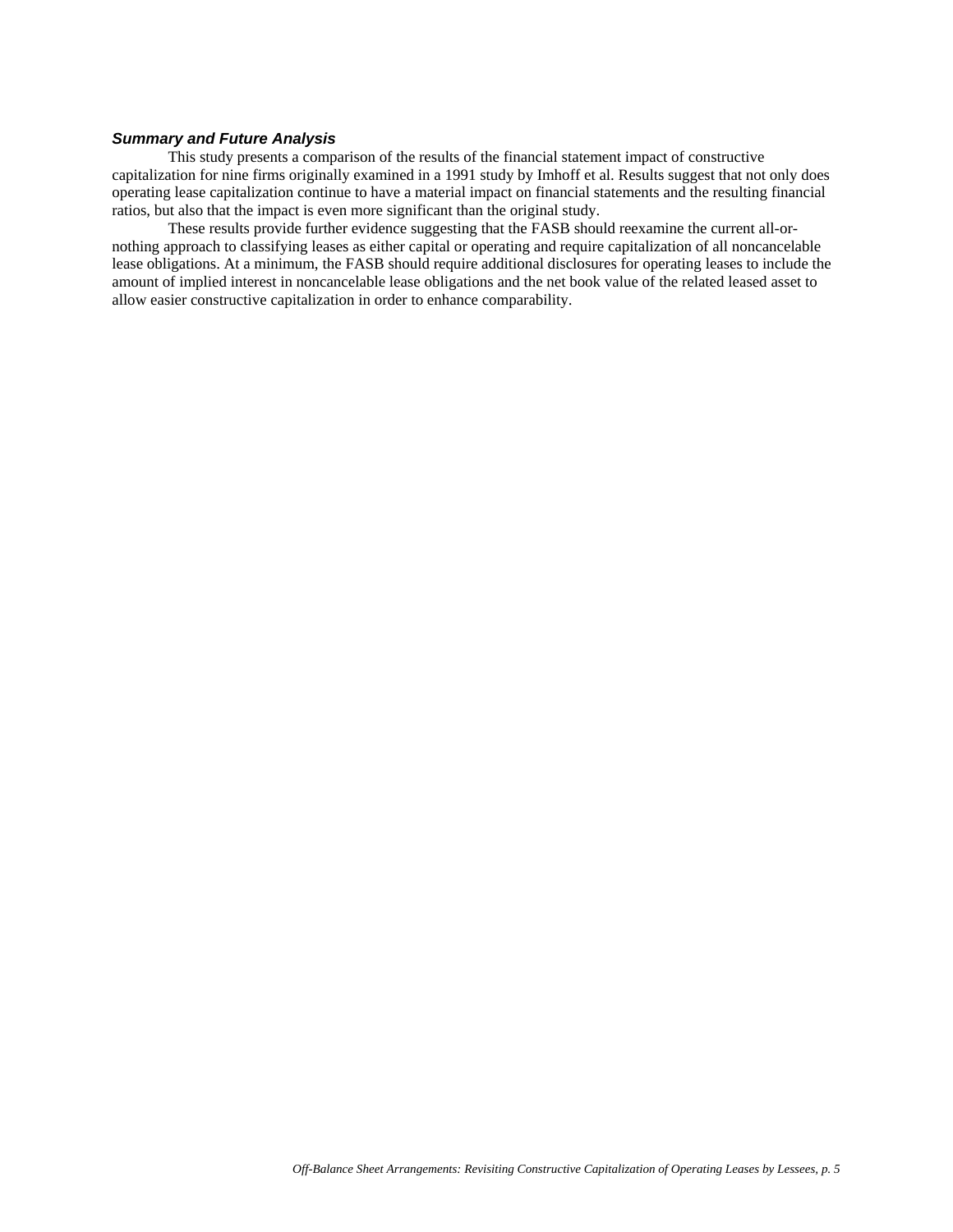### ***Summary and Future Analysis***

This study presents a comparison of the results of the financial statement impact of constructive capitalization for nine firms originally examined in a 1991 study by Imhoff et al. Results suggest that not only does operating lease capitalization continue to have a material impact on financial statements and the resulting financial ratios, but also that the impact is even more significant than the original study.

These results provide further evidence suggesting that the FASB should reexamine the current all-or-nothing approach to classifying leases as either capital or operating and require capitalization of all noncancelable lease obligations. At a minimum, the FASB should require additional disclosures for operating leases to include the amount of implied interest in noncancelable lease obligations and the net book value of the related leased asset to allow easier constructive capitalization in order to enhance comparability.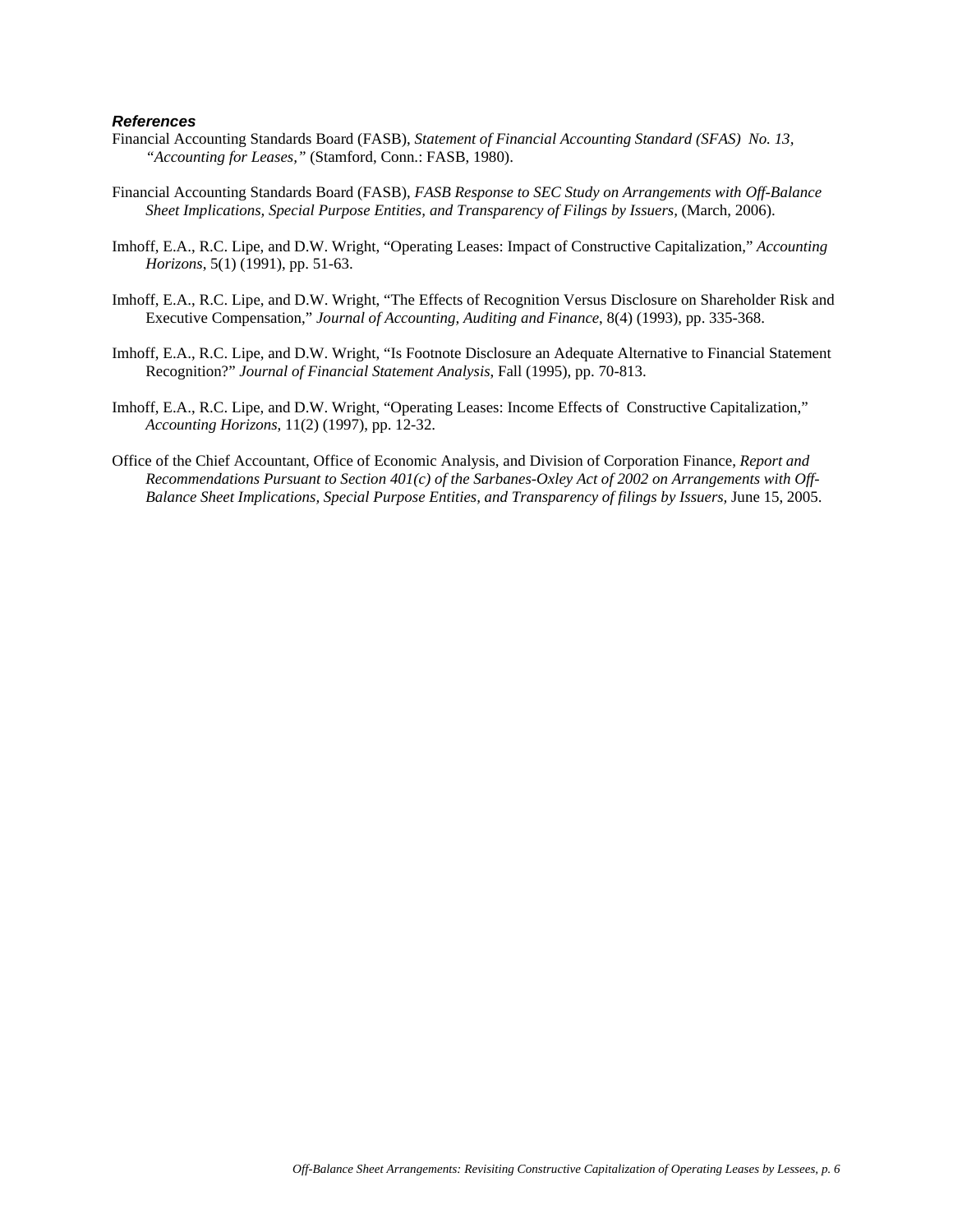***References***

Financial Accounting Standards Board (FASB), *Statement of Financial Accounting Standard (SFAS) No. 13, "Accounting for Leases,"* (Stamford, Conn.: FASB, 1980).

Financial Accounting Standards Board (FASB), *FASB Response to SEC Study on Arrangements with Off-Balance Sheet Implications, Special Purpose Entities, and Transparency of Filings by Issuers,* (March, 2006).

Imhoff, E.A., R.C. Lipe, and D.W. Wright, "Operating Leases: Impact of Constructive Capitalization," *Accounting Horizons*, 5(1) (1991), pp. 51-63.

Imhoff, E.A., R.C. Lipe, and D.W. Wright, "The Effects of Recognition Versus Disclosure on Shareholder Risk and Executive Compensation," *Journal of Accounting, Auditing and Finance*, 8(4) (1993), pp. 335-368.

Imhoff, E.A., R.C. Lipe, and D.W. Wright, "Is Footnote Disclosure an Adequate Alternative to Financial Statement Recognition?" *Journal of Financial Statement Analysis*, Fall (1995), pp. 70-813.

Imhoff, E.A., R.C. Lipe, and D.W. Wright, "Operating Leases: Income Effects of Constructive Capitalization," *Accounting Horizons*, 11(2) (1997), pp. 12-32.

Office of the Chief Accountant, Office of Economic Analysis, and Division of Corporation Finance, *Report and Recommendations Pursuant to Section 401(c) of the Sarbanes-Oxley Act of 2002 on Arrangements with Off-Balance Sheet Implications, Special Purpose Entities, and Transparency of filings by Issuers*, June 15, 2005.